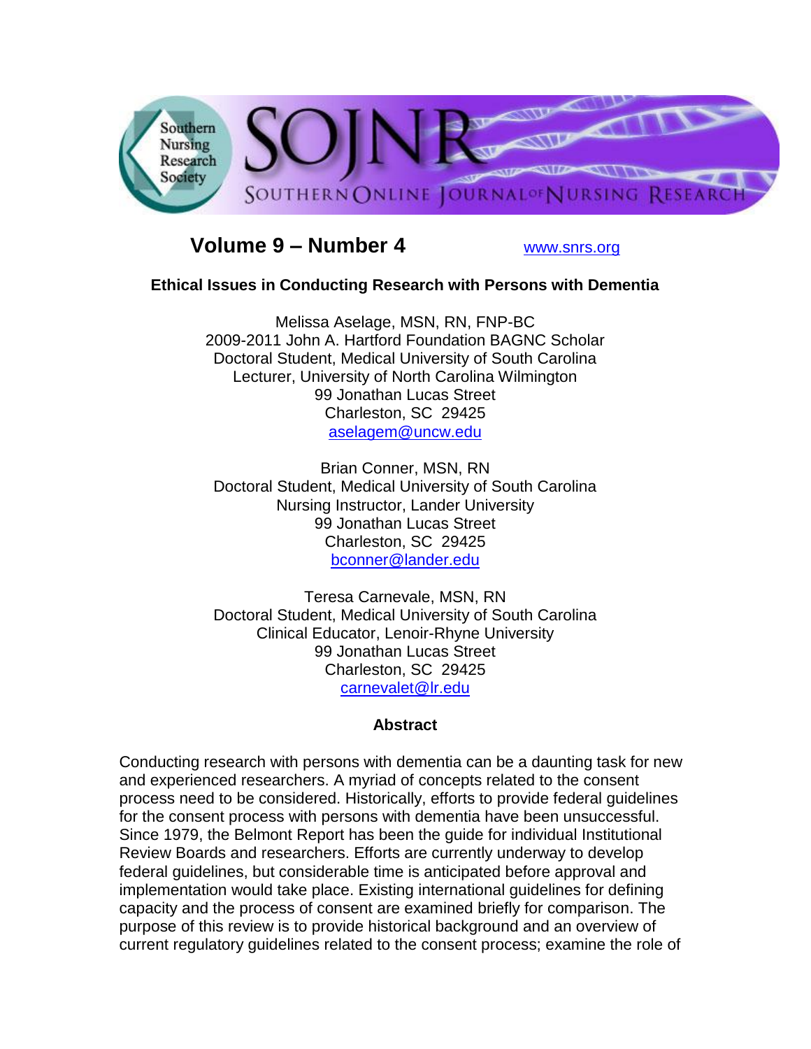Southern Nursing Research Society

SOJNR

SOUTHERN ONLINE JOURNAL OF NURSING RESEARCH

**Volume 9 – Number 4** www.snrs.org

## Ethical Issues in Conducting Research with Persons with Dementia

Melissa Aselage, MSN, RN, FNP-BC
2009-2011 John A. Hartford Foundation BAGNC Scholar
Doctoral Student, Medical University of South Carolina
Lecturer, University of North Carolina Wilmington
99 Jonathan Lucas Street
Charleston, SC 29425
aselagem@uncw.edu

Brian Conner, MSN, RN
Doctoral Student, Medical University of South Carolina
Nursing Instructor, Lander University
99 Jonathan Lucas Street
Charleston, SC 29425
bconner@lander.edu

Teresa Carnevale, MSN, RN
Doctoral Student, Medical University of South Carolina
Clinical Educator, Lenoir-Rhyne University
99 Jonathan Lucas Street
Charleston, SC 29425
carnevalet@lr.edu

### Abstract

Conducting research with persons with dementia can be a daunting task for new and experienced researchers. A myriad of concepts related to the consent process need to be considered. Historically, efforts to provide federal guidelines for the consent process with persons with dementia have been unsuccessful. Since 1979, the Belmont Report has been the guide for individual Institutional Review Boards and researchers. Efforts are currently underway to develop federal guidelines, but considerable time is anticipated before approval and implementation would take place. Existing international guidelines for defining capacity and the process of consent are examined briefly for comparison. The purpose of this review is to provide historical background and an overview of current regulatory guidelines related to the consent process; examine the role of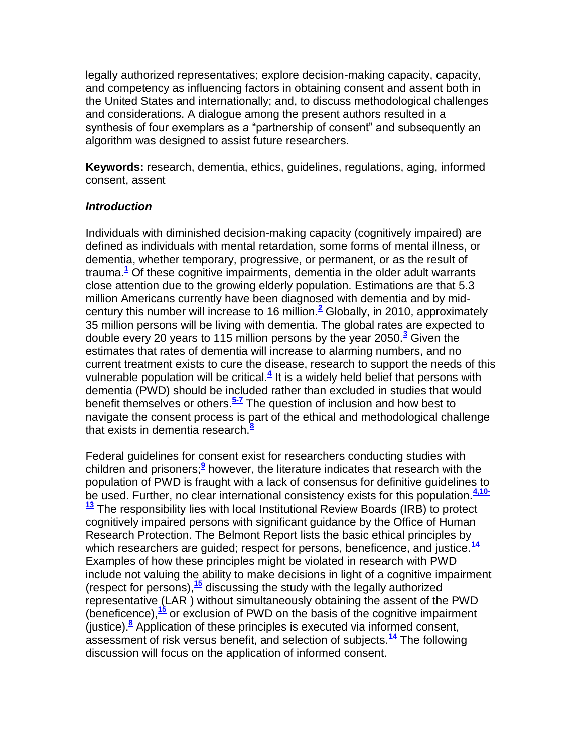legally authorized representatives; explore decision-making capacity, capacity, and competency as influencing factors in obtaining consent and assent both in the United States and internationally; and, to discuss methodological challenges and considerations. A dialogue among the present authors resulted in a synthesis of four exemplars as a "partnership of consent" and subsequently an algorithm was designed to assist future researchers.

**Keywords:** research, dementia, ethics, guidelines, regulations, aging, informed consent, assent

### *Introduction*

Individuals with diminished decision-making capacity (cognitively impaired) are defined as individuals with mental retardation, some forms of mental illness, or dementia, whether temporary, progressive, or permanent, or as the result of trauma.[1] Of these cognitive impairments, dementia in the older adult warrants close attention due to the growing elderly population. Estimations are that 5.3 million Americans currently have been diagnosed with dementia and by mid-century this number will increase to 16 million.[2] Globally, in 2010, approximately 35 million persons will be living with dementia. The global rates are expected to double every 20 years to 115 million persons by the year 2050.[3] Given the estimates that rates of dementia will increase to alarming numbers, and no current treatment exists to cure the disease, research to support the needs of this vulnerable population will be critical.[4] It is a widely held belief that persons with dementia (PWD) should be included rather than excluded in studies that would benefit themselves or others.[5-7] The question of inclusion and how best to navigate the consent process is part of the ethical and methodological challenge that exists in dementia research.[8]

Federal guidelines for consent exist for researchers conducting studies with children and prisoners;[9] however, the literature indicates that research with the population of PWD is fraught with a lack of consensus for definitive guidelines to be used. Further, no clear international consistency exists for this population.[4,10-13] The responsibility lies with local Institutional Review Boards (IRB) to protect cognitively impaired persons with significant guidance by the Office of Human Research Protection. The Belmont Report lists the basic ethical principles by which researchers are guided; respect for persons, beneficence, and justice.[14] Examples of how these principles might be violated in research with PWD include not valuing the ability to make decisions in light of a cognitive impairment (respect for persons),[15] discussing the study with the legally authorized representative (LAR ) without simultaneously obtaining the assent of the PWD (beneficence),[15] or exclusion of PWD on the basis of the cognitive impairment (justice).[8] Application of these principles is executed via informed consent, assessment of risk versus benefit, and selection of subjects.[14] The following discussion will focus on the application of informed consent.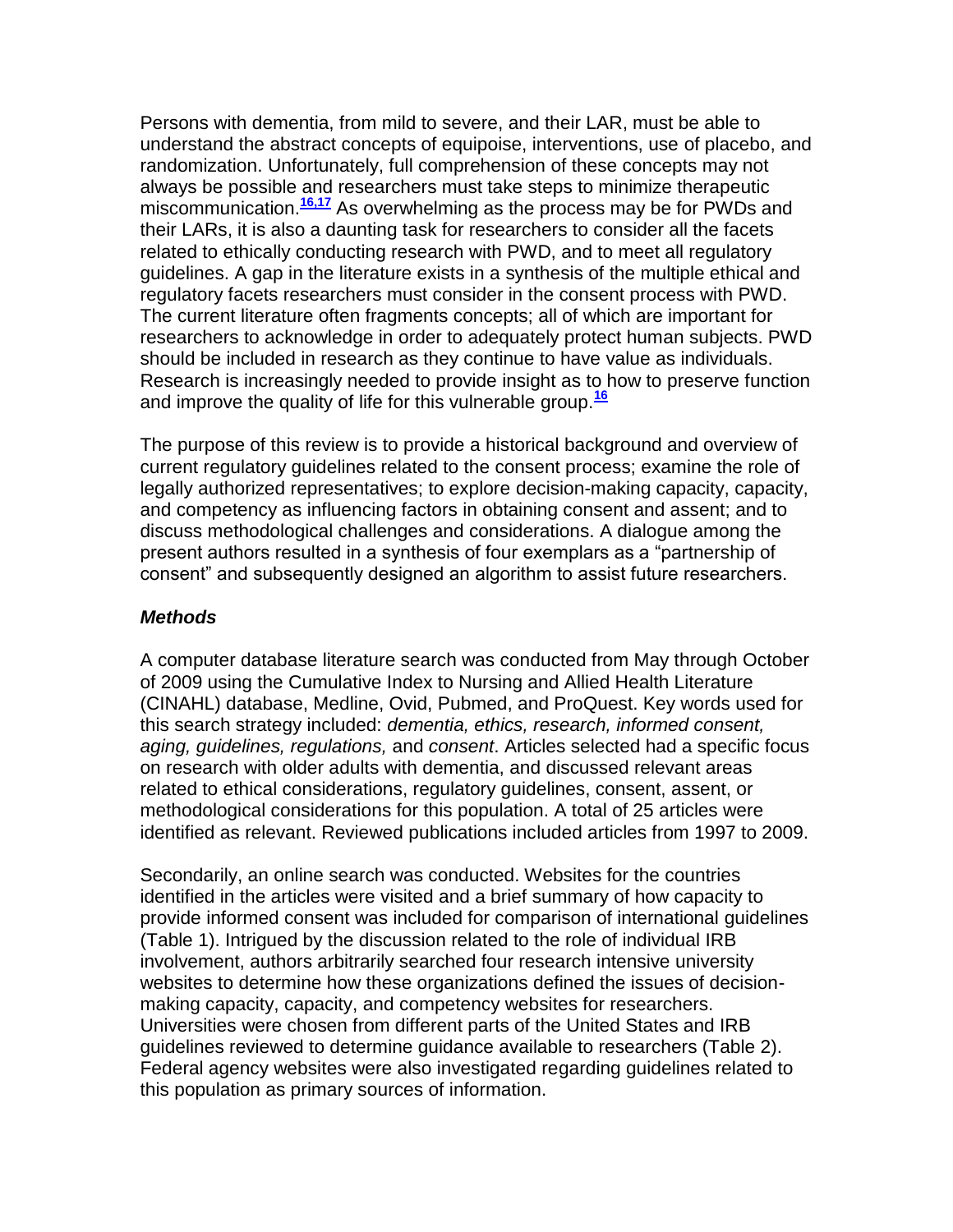Persons with dementia, from mild to severe, and their LAR, must be able to understand the abstract concepts of equipoise, interventions, use of placebo, and randomization. Unfortunately, full comprehension of these concepts may not always be possible and researchers must take steps to minimize therapeutic miscommunication.[16,17] As overwhelming as the process may be for PWDs and their LARs, it is also a daunting task for researchers to consider all the facets related to ethically conducting research with PWD, and to meet all regulatory guidelines. A gap in the literature exists in a synthesis of the multiple ethical and regulatory facets researchers must consider in the consent process with PWD. The current literature often fragments concepts; all of which are important for researchers to acknowledge in order to adequately protect human subjects. PWD should be included in research as they continue to have value as individuals. Research is increasingly needed to provide insight as to how to preserve function and improve the quality of life for this vulnerable group.[16]

The purpose of this review is to provide a historical background and overview of current regulatory guidelines related to the consent process; examine the role of legally authorized representatives; to explore decision-making capacity, capacity, and competency as influencing factors in obtaining consent and assent; and to discuss methodological challenges and considerations. A dialogue among the present authors resulted in a synthesis of four exemplars as a "partnership of consent" and subsequently designed an algorithm to assist future researchers.

### *Methods*

A computer database literature search was conducted from May through October of 2009 using the Cumulative Index to Nursing and Allied Health Literature (CINAHL) database, Medline, Ovid, Pubmed, and ProQuest. Key words used for this search strategy included: *dementia, ethics, research, informed consent, aging, guidelines, regulations,* and *consent*. Articles selected had a specific focus on research with older adults with dementia, and discussed relevant areas related to ethical considerations, regulatory guidelines, consent, assent, or methodological considerations for this population. A total of 25 articles were identified as relevant. Reviewed publications included articles from 1997 to 2009.

Secondarily, an online search was conducted. Websites for the countries identified in the articles were visited and a brief summary of how capacity to provide informed consent was included for comparison of international guidelines (Table 1). Intrigued by the discussion related to the role of individual IRB involvement, authors arbitrarily searched four research intensive university websites to determine how these organizations defined the issues of decision-making capacity, capacity, and competency websites for researchers. Universities were chosen from different parts of the United States and IRB guidelines reviewed to determine guidance available to researchers (Table 2). Federal agency websites were also investigated regarding guidelines related to this population as primary sources of information.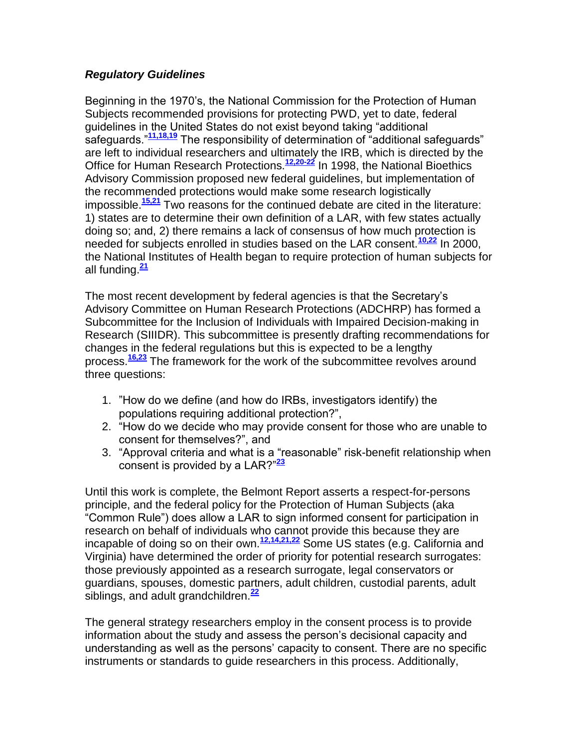### *Regulatory Guidelines*

Beginning in the 1970's, the National Commission for the Protection of Human Subjects recommended provisions for protecting PWD, yet to date, federal guidelines in the United States do not exist beyond taking "additional safeguards."[11,18,19] The responsibility of determination of "additional safeguards" are left to individual researchers and ultimately the IRB, which is directed by the Office for Human Research Protections.[12,20-22] In 1998, the National Bioethics Advisory Commission proposed new federal guidelines, but implementation of the recommended protections would make some research logistically impossible.[15,21] Two reasons for the continued debate are cited in the literature: 1) states are to determine their own definition of a LAR, with few states actually doing so; and, 2) there remains a lack of consensus of how much protection is needed for subjects enrolled in studies based on the LAR consent.[10,22] In 2000, the National Institutes of Health began to require protection of human subjects for all funding.[21]

The most recent development by federal agencies is that the Secretary's Advisory Committee on Human Research Protections (ADCHRP) has formed a Subcommittee for the Inclusion of Individuals with Impaired Decision-making in Research (SIIIDR). This subcommittee is presently drafting recommendations for changes in the federal regulations but this is expected to be a lengthy process.[16,23] The framework for the work of the subcommittee revolves around three questions:

1. "How do we define (and how do IRBs, investigators identify) the populations requiring additional protection?",
2. "How do we decide who may provide consent for those who are unable to consent for themselves?", and
3. "Approval criteria and what is a "reasonable" risk-benefit relationship when consent is provided by a LAR?"[23]

Until this work is complete, the Belmont Report asserts a respect-for-persons principle, and the federal policy for the Protection of Human Subjects (aka "Common Rule") does allow a LAR to sign informed consent for participation in research on behalf of individuals who cannot provide this because they are incapable of doing so on their own.[12,14,21,22] Some US states (e.g. California and Virginia) have determined the order of priority for potential research surrogates: those previously appointed as a research surrogate, legal conservators or guardians, spouses, domestic partners, adult children, custodial parents, adult siblings, and adult grandchildren.[22]

The general strategy researchers employ in the consent process is to provide information about the study and assess the person's decisional capacity and understanding as well as the persons' capacity to consent. There are no specific instruments or standards to guide researchers in this process. Additionally,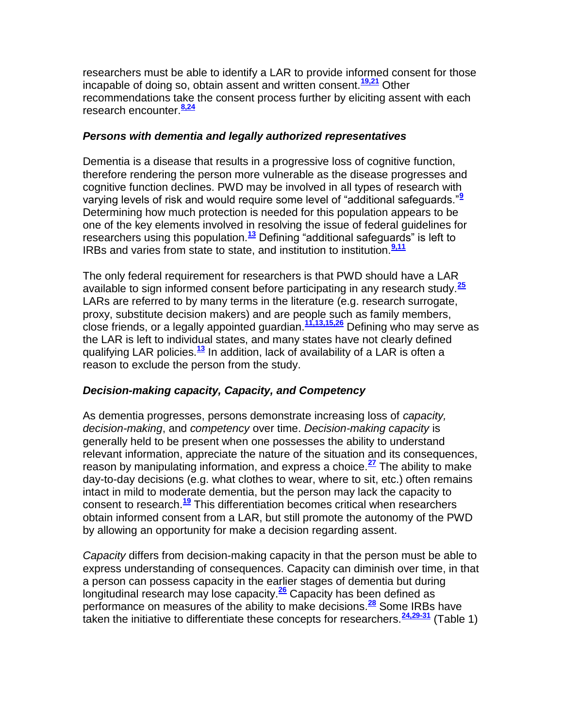researchers must be able to identify a LAR to provide informed consent for those incapable of doing so, obtain assent and written consent.[19,21] Other recommendations take the consent process further by eliciting assent with each research encounter.[8,24]

### *Persons with dementia and legally authorized representatives*

Dementia is a disease that results in a progressive loss of cognitive function, therefore rendering the person more vulnerable as the disease progresses and cognitive function declines. PWD may be involved in all types of research with varying levels of risk and would require some level of "additional safeguards."[9] Determining how much protection is needed for this population appears to be one of the key elements involved in resolving the issue of federal guidelines for researchers using this population.[13] Defining "additional safeguards" is left to IRBs and varies from state to state, and institution to institution.[9,11]

The only federal requirement for researchers is that PWD should have a LAR available to sign informed consent before participating in any research study.[25] LARs are referred to by many terms in the literature (e.g. research surrogate, proxy, substitute decision makers) and are people such as family members, close friends, or a legally appointed guardian.[11,13,15,26] Defining who may serve as the LAR is left to individual states, and many states have not clearly defined qualifying LAR policies.[13] In addition, lack of availability of a LAR is often a reason to exclude the person from the study.

### *Decision-making capacity, Capacity, and Competency*

As dementia progresses, persons demonstrate increasing loss of *capacity, decision-making*, and *competency* over time. *Decision-making capacity* is generally held to be present when one possesses the ability to understand relevant information, appreciate the nature of the situation and its consequences, reason by manipulating information, and express a choice.[27] The ability to make day-to-day decisions (e.g. what clothes to wear, where to sit, etc.) often remains intact in mild to moderate dementia, but the person may lack the capacity to consent to research.[19] This differentiation becomes critical when researchers obtain informed consent from a LAR, but still promote the autonomy of the PWD by allowing an opportunity for make a decision regarding assent.

*Capacity* differs from decision-making capacity in that the person must be able to express understanding of consequences. Capacity can diminish over time, in that a person can possess capacity in the earlier stages of dementia but during longitudinal research may lose capacity.[26] Capacity has been defined as performance on measures of the ability to make decisions.[28] Some IRBs have taken the initiative to differentiate these concepts for researchers.[24,29-31] (Table 1)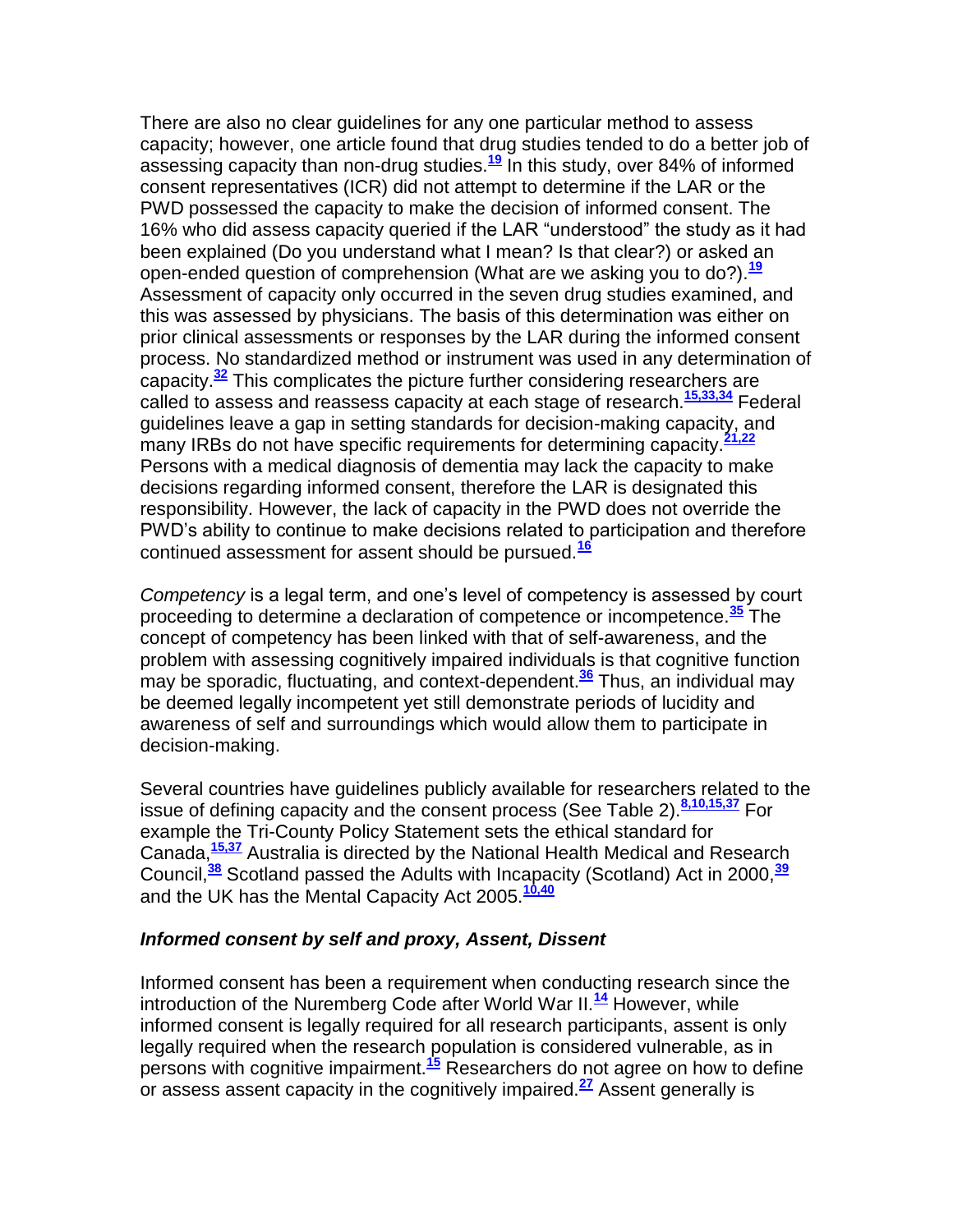There are also no clear guidelines for any one particular method to assess capacity; however, one article found that drug studies tended to do a better job of assessing capacity than non-drug studies.[19] In this study, over 84% of informed consent representatives (ICR) did not attempt to determine if the LAR or the PWD possessed the capacity to make the decision of informed consent. The 16% who did assess capacity queried if the LAR "understood" the study as it had been explained (Do you understand what I mean? Is that clear?) or asked an open-ended question of comprehension (What are we asking you to do?).[19] Assessment of capacity only occurred in the seven drug studies examined, and this was assessed by physicians. The basis of this determination was either on prior clinical assessments or responses by the LAR during the informed consent process. No standardized method or instrument was used in any determination of capacity.[32] This complicates the picture further considering researchers are called to assess and reassess capacity at each stage of research.[15,33,34] Federal guidelines leave a gap in setting standards for decision-making capacity, and many IRBs do not have specific requirements for determining capacity.[21,22] Persons with a medical diagnosis of dementia may lack the capacity to make decisions regarding informed consent, therefore the LAR is designated this responsibility. However, the lack of capacity in the PWD does not override the PWD's ability to continue to make decisions related to participation and therefore continued assessment for assent should be pursued.[16]

*Competency* is a legal term, and one's level of competency is assessed by court proceeding to determine a declaration of competence or incompetence.[35] The concept of competency has been linked with that of self-awareness, and the problem with assessing cognitively impaired individuals is that cognitive function may be sporadic, fluctuating, and context-dependent.[36] Thus, an individual may be deemed legally incompetent yet still demonstrate periods of lucidity and awareness of self and surroundings which would allow them to participate in decision-making.

Several countries have guidelines publicly available for researchers related to the issue of defining capacity and the consent process (See Table 2).[8,10,15,37] For example the Tri-County Policy Statement sets the ethical standard for Canada,[15,37] Australia is directed by the National Health Medical and Research Council,[38] Scotland passed the Adults with Incapacity (Scotland) Act in 2000,[39] and the UK has the Mental Capacity Act 2005.[10,40]

### ***Informed consent by self and proxy, Assent, Dissent***

Informed consent has been a requirement when conducting research since the introduction of the Nuremberg Code after World War II.[14] However, while informed consent is legally required for all research participants, assent is only legally required when the research population is considered vulnerable, as in persons with cognitive impairment.[15] Researchers do not agree on how to define or assess assent capacity in the cognitively impaired.[27] Assent generally is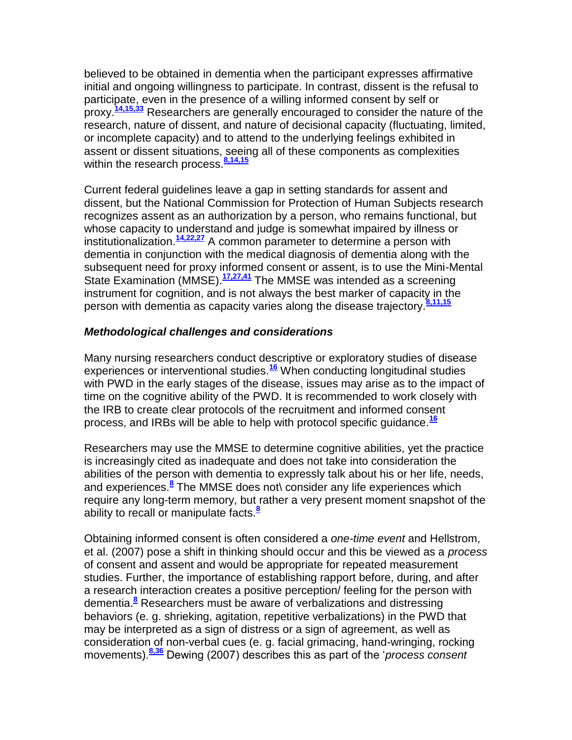believed to be obtained in dementia when the participant expresses affirmative initial and ongoing willingness to participate. In contrast, dissent is the refusal to participate, even in the presence of a willing informed consent by self or proxy.[14,15,33] Researchers are generally encouraged to consider the nature of the research, nature of dissent, and nature of decisional capacity (fluctuating, limited, or incomplete capacity) and to attend to the underlying feelings exhibited in assent or dissent situations, seeing all of these components as complexities within the research process.[8,14,15]

Current federal guidelines leave a gap in setting standards for assent and dissent, but the National Commission for Protection of Human Subjects research recognizes assent as an authorization by a person, who remains functional, but whose capacity to understand and judge is somewhat impaired by illness or institutionalization.[14,22,27] A common parameter to determine a person with dementia in conjunction with the medical diagnosis of dementia along with the subsequent need for proxy informed consent or assent, is to use the Mini-Mental State Examination (MMSE).[17,27,41] The MMSE was intended as a screening instrument for cognition, and is not always the best marker of capacity in the person with dementia as capacity varies along the disease trajectory.[8,11,15]

### *Methodological challenges and considerations*

Many nursing researchers conduct descriptive or exploratory studies of disease experiences or interventional studies.[16] When conducting longitudinal studies with PWD in the early stages of the disease, issues may arise as to the impact of time on the cognitive ability of the PWD. It is recommended to work closely with the IRB to create clear protocols of the recruitment and informed consent process, and IRBs will be able to help with protocol specific guidance.[16]

Researchers may use the MMSE to determine cognitive abilities, yet the practice is increasingly cited as inadequate and does not take into consideration the abilities of the person with dementia to expressly talk about his or her life, needs, and experiences.[8] The MMSE does not\ consider any life experiences which require any long-term memory, but rather a very present moment snapshot of the ability to recall or manipulate facts.[8]

Obtaining informed consent is often considered a *one-time event* and Hellstrom, et al. (2007) pose a shift in thinking should occur and this be viewed as a *process* of consent and assent and would be appropriate for repeated measurement studies. Further, the importance of establishing rapport before, during, and after a research interaction creates a positive perception/ feeling for the person with dementia.[8] Researchers must be aware of verbalizations and distressing behaviors (e. g. shrieking, agitation, repetitive verbalizations) in the PWD that may be interpreted as a sign of distress or a sign of agreement, as well as consideration of non-verbal cues (e. g. facial grimacing, hand-wringing, rocking movements).[8,36] Dewing (2007) describes this as part of the '*process consent*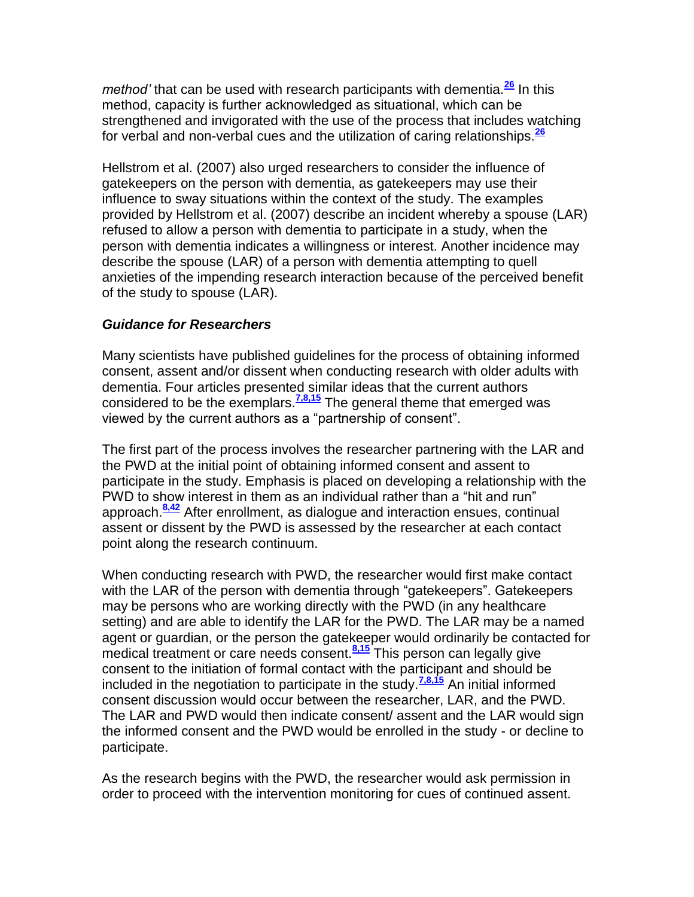*method'* that can be used with research participants with dementia.[26] In this method, capacity is further acknowledged as situational, which can be strengthened and invigorated with the use of the process that includes watching for verbal and non-verbal cues and the utilization of caring relationships.[26]

Hellstrom et al. (2007) also urged researchers to consider the influence of gatekeepers on the person with dementia, as gatekeepers may use their influence to sway situations within the context of the study. The examples provided by Hellstrom et al. (2007) describe an incident whereby a spouse (LAR) refused to allow a person with dementia to participate in a study, when the person with dementia indicates a willingness or interest. Another incidence may describe the spouse (LAR) of a person with dementia attempting to quell anxieties of the impending research interaction because of the perceived benefit of the study to spouse (LAR).

### *Guidance for Researchers*

Many scientists have published guidelines for the process of obtaining informed consent, assent and/or dissent when conducting research with older adults with dementia. Four articles presented similar ideas that the current authors considered to be the exemplars.[7,8,15] The general theme that emerged was viewed by the current authors as a "partnership of consent".

The first part of the process involves the researcher partnering with the LAR and the PWD at the initial point of obtaining informed consent and assent to participate in the study. Emphasis is placed on developing a relationship with the PWD to show interest in them as an individual rather than a "hit and run" approach.[8,42] After enrollment, as dialogue and interaction ensues, continual assent or dissent by the PWD is assessed by the researcher at each contact point along the research continuum.

When conducting research with PWD, the researcher would first make contact with the LAR of the person with dementia through "gatekeepers". Gatekeepers may be persons who are working directly with the PWD (in any healthcare setting) and are able to identify the LAR for the PWD. The LAR may be a named agent or guardian, or the person the gatekeeper would ordinarily be contacted for medical treatment or care needs consent.[8,15] This person can legally give consent to the initiation of formal contact with the participant and should be included in the negotiation to participate in the study.[7,8,15] An initial informed consent discussion would occur between the researcher, LAR, and the PWD. The LAR and PWD would then indicate consent/ assent and the LAR would sign the informed consent and the PWD would be enrolled in the study - or decline to participate.

As the research begins with the PWD, the researcher would ask permission in order to proceed with the intervention monitoring for cues of continued assent.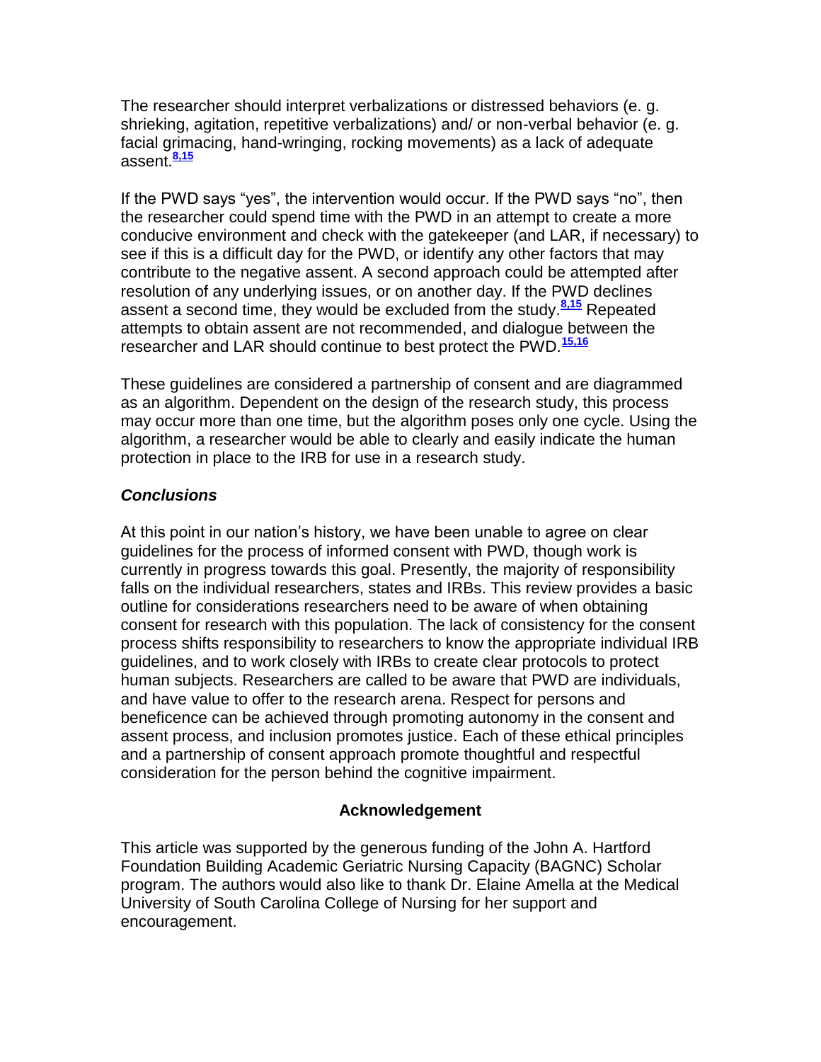The researcher should interpret verbalizations or distressed behaviors (e. g. shrieking, agitation, repetitive verbalizations) and/ or non-verbal behavior (e. g. facial grimacing, hand-wringing, rocking movements) as a lack of adequate assent.[8,15]

If the PWD says "yes", the intervention would occur. If the PWD says "no", then the researcher could spend time with the PWD in an attempt to create a more conducive environment and check with the gatekeeper (and LAR, if necessary) to see if this is a difficult day for the PWD, or identify any other factors that may contribute to the negative assent. A second approach could be attempted after resolution of any underlying issues, or on another day. If the PWD declines assent a second time, they would be excluded from the study.[8,15] Repeated attempts to obtain assent are not recommended, and dialogue between the researcher and LAR should continue to best protect the PWD.[15,16]

These guidelines are considered a partnership of consent and are diagrammed as an algorithm. Dependent on the design of the research study, this process may occur more than one time, but the algorithm poses only one cycle. Using the algorithm, a researcher would be able to clearly and easily indicate the human protection in place to the IRB for use in a research study.

### *Conclusions*

At this point in our nation's history, we have been unable to agree on clear guidelines for the process of informed consent with PWD, though work is currently in progress towards this goal. Presently, the majority of responsibility falls on the individual researchers, states and IRBs. This review provides a basic outline for considerations researchers need to be aware of when obtaining consent for research with this population. The lack of consistency for the consent process shifts responsibility to researchers to know the appropriate individual IRB guidelines, and to work closely with IRBs to create clear protocols to protect human subjects. Researchers are called to be aware that PWD are individuals, and have value to offer to the research arena. Respect for persons and beneficence can be achieved through promoting autonomy in the consent and assent process, and inclusion promotes justice. Each of these ethical principles and a partnership of consent approach promote thoughtful and respectful consideration for the person behind the cognitive impairment.

## Acknowledgement

This article was supported by the generous funding of the John A. Hartford Foundation Building Academic Geriatric Nursing Capacity (BAGNC) Scholar program. The authors would also like to thank Dr. Elaine Amella at the Medical University of South Carolina College of Nursing for her support and encouragement.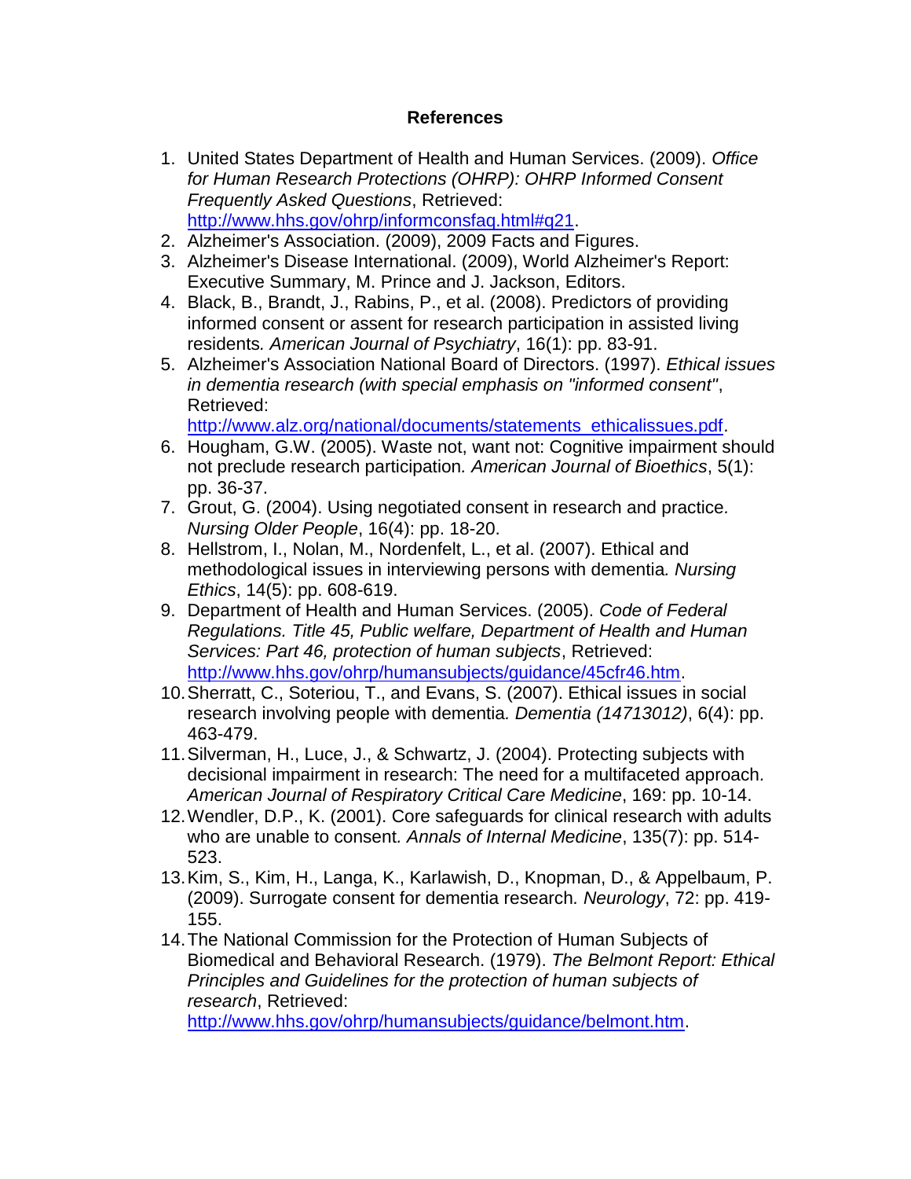## References

1. United States Department of Health and Human Services. (2009). *Office for Human Research Protections (OHRP): OHRP Informed Consent Frequently Asked Questions*, Retrieved: http://www.hhs.gov/ohrp/informconsfaq.html#q21.
2. Alzheimer's Association. (2009), 2009 Facts and Figures.
3. Alzheimer's Disease International. (2009), World Alzheimer's Report: Executive Summary, M. Prince and J. Jackson, Editors.
4. Black, B., Brandt, J., Rabins, P., et al. (2008). Predictors of providing informed consent or assent for research participation in assisted living residents. *American Journal of Psychiatry*, 16(1): pp. 83-91.
5. Alzheimer's Association National Board of Directors. (1997). *Ethical issues in dementia research (with special emphasis on "informed consent"*, Retrieved: http://www.alz.org/national/documents/statements_ethicalissues.pdf.
6. Hougham, G.W. (2005). Waste not, want not: Cognitive impairment should not preclude research participation. *American Journal of Bioethics*, 5(1): pp. 36-37.
7. Grout, G. (2004). Using negotiated consent in research and practice. *Nursing Older People*, 16(4): pp. 18-20.
8. Hellstrom, I., Nolan, M., Nordenfelt, L., et al. (2007). Ethical and methodological issues in interviewing persons with dementia. *Nursing Ethics*, 14(5): pp. 608-619.
9. Department of Health and Human Services. (2005). *Code of Federal Regulations. Title 45, Public welfare, Department of Health and Human Services: Part 46, protection of human subjects*, Retrieved: http://www.hhs.gov/ohrp/humansubjects/guidance/45cfr46.htm.
10. Sherratt, C., Soteriou, T., and Evans, S. (2007). Ethical issues in social research involving people with dementia. *Dementia (14713012)*, 6(4): pp. 463-479.
11. Silverman, H., Luce, J., & Schwartz, J. (2004). Protecting subjects with decisional impairment in research: The need for a multifaceted approach. *American Journal of Respiratory Critical Care Medicine*, 169: pp. 10-14.
12. Wendler, D.P., K. (2001). Core safeguards for clinical research with adults who are unable to consent. *Annals of Internal Medicine*, 135(7): pp. 514-523.
13. Kim, S., Kim, H., Langa, K., Karlawish, D., Knopman, D., & Appelbaum, P. (2009). Surrogate consent for dementia research. *Neurology*, 72: pp. 419-155.
14. The National Commission for the Protection of Human Subjects of Biomedical and Behavioral Research. (1979). *The Belmont Report: Ethical Principles and Guidelines for the protection of human subjects of research*, Retrieved: http://www.hhs.gov/ohrp/humansubjects/guidance/belmont.htm.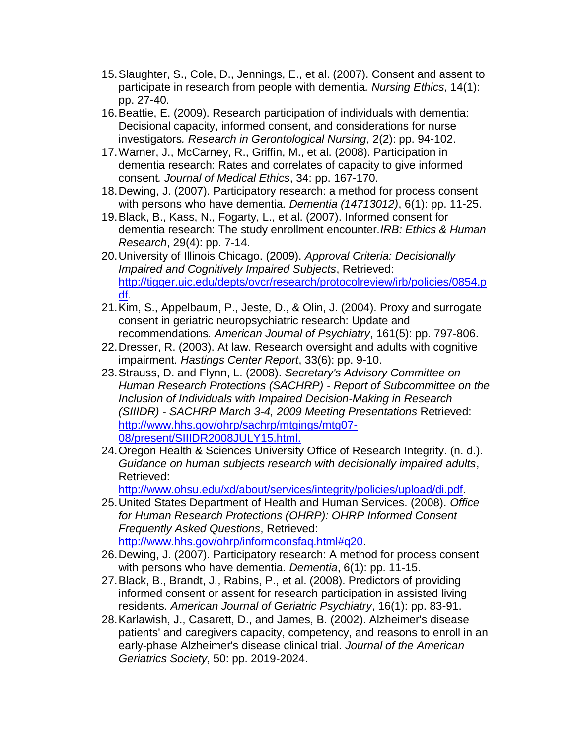15. Slaughter, S., Cole, D., Jennings, E., et al. (2007). Consent and assent to participate in research from people with dementia. *Nursing Ethics*, 14(1): pp. 27-40.
16. Beattie, E. (2009). Research participation of individuals with dementia: Decisional capacity, informed consent, and considerations for nurse investigators. *Research in Gerontological Nursing*, 2(2): pp. 94-102.
17. Warner, J., McCarney, R., Griffin, M., et al. (2008). Participation in dementia research: Rates and correlates of capacity to give informed consent. *Journal of Medical Ethics*, 34: pp. 167-170.
18. Dewing, J. (2007). Participatory research: a method for process consent with persons who have dementia. *Dementia (14713012)*, 6(1): pp. 11-25.
19. Black, B., Kass, N., Fogarty, L., et al. (2007). Informed consent for dementia research: The study enrollment encounter. *IRB: Ethics & Human Research*, 29(4): pp. 7-14.
20. University of Illinois Chicago. (2009). *Approval Criteria: Decisionally Impaired and Cognitively Impaired Subjects*, Retrieved: [http://tigger.uic.edu/depts/ovcr/research/protocolreview/irb/policies/0854.pdf](http://tigger.uic.edu/depts/ovcr/research/protocolreview/irb/policies/0854.pdf).
21. Kim, S., Appelbaum, P., Jeste, D., & Olin, J. (2004). Proxy and surrogate consent in geriatric neuropsychiatric research: Update and recommendations. *American Journal of Psychiatry*, 161(5): pp. 797-806.
22. Dresser, R. (2003). At law. Research oversight and adults with cognitive impairment. *Hastings Center Report*, 33(6): pp. 9-10.
23. Strauss, D. and Flynn, L. (2008). *Secretary's Advisory Committee on Human Research Protections (SACHRP) - Report of Subcommittee on the Inclusion of Individuals with Impaired Decision-Making in Research (SIIIDR) - SACHRP March 3-4, 2009 Meeting Presentations* Retrieved: [http://www.hhs.gov/ohrp/sachrp/mtgings/mtg07-08/present/SIIIDR2008JULY15.html.](http://www.hhs.gov/ohrp/sachrp/mtgings/mtg07-08/present/SIIIDR2008JULY15.html)
24. Oregon Health & Sciences University Office of Research Integrity. (n. d.). *Guidance on human subjects research with decisionally impaired adults*, Retrieved: [http://www.ohsu.edu/xd/about/services/integrity/policies/upload/di.pdf](http://www.ohsu.edu/xd/about/services/integrity/policies/upload/di.pdf).
25. United States Department of Health and Human Services. (2008). *Office for Human Research Protections (OHRP): OHRP Informed Consent Frequently Asked Questions*, Retrieved: [http://www.hhs.gov/ohrp/informconsfaq.html#q20](http://www.hhs.gov/ohrp/informconsfaq.html#q20).
26. Dewing, J. (2007). Participatory research: A method for process consent with persons who have dementia. *Dementia*, 6(1): pp. 11-15.
27. Black, B., Brandt, J., Rabins, P., et al. (2008). Predictors of providing informed consent or assent for research participation in assisted living residents. *American Journal of Geriatric Psychiatry*, 16(1): pp. 83-91.
28. Karlawish, J., Casarett, D., and James, B. (2002). Alzheimer's disease patients' and caregivers capacity, competency, and reasons to enroll in an early-phase Alzheimer's disease clinical trial. *Journal of the American Geriatrics Society*, 50: pp. 2019-2024.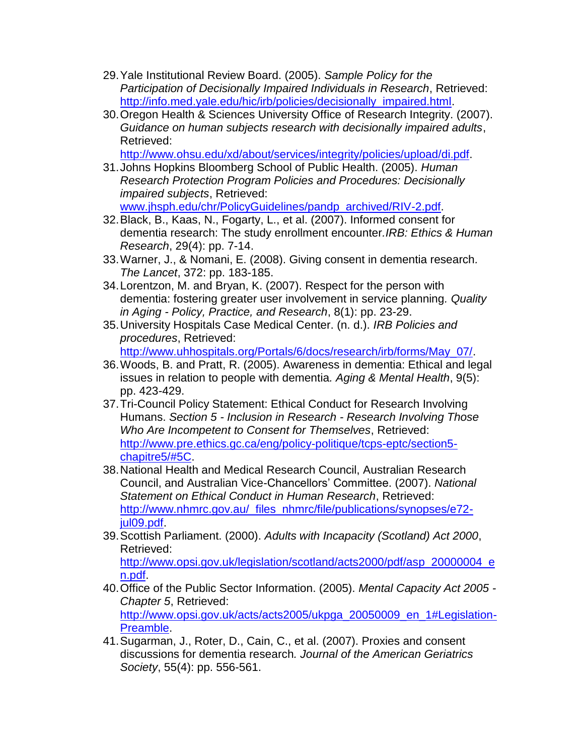29. Yale Institutional Review Board. (2005). *Sample Policy for the Participation of Decisionally Impaired Individuals in Research*, Retrieved: [http://info.med.yale.edu/hic/irb/policies/decisionally_impaired.html](http://info.med.yale.edu/hic/irb/policies/decisionally_impaired.html).
30. Oregon Health & Sciences University Office of Research Integrity. (2007). *Guidance on human subjects research with decisionally impaired adults*, Retrieved: [http://www.ohsu.edu/xd/about/services/integrity/policies/upload/di.pdf](http://www.ohsu.edu/xd/about/services/integrity/policies/upload/di.pdf).
31. Johns Hopkins Bloomberg School of Public Health. (2005). *Human Research Protection Program Policies and Procedures: Decisionally impaired subjects*, Retrieved: [www.jhsph.edu/chr/PolicyGuidelines/pandp_archived/RIV-2.pdf](www.jhsph.edu/chr/PolicyGuidelines/pandp_archived/RIV-2.pdf).
32. Black, B., Kaas, N., Fogarty, L., et al. (2007). Informed consent for dementia research: The study enrollment encounter. *IRB: Ethics & Human Research*, 29(4): pp. 7-14.
33. Warner, J., & Nomani, E. (2008). Giving consent in dementia research. *The Lancet*, 372: pp. 183-185.
34. Lorentzon, M. and Bryan, K. (2007). Respect for the person with dementia: fostering greater user involvement in service planning. *Quality in Aging - Policy, Practice, and Research*, 8(1): pp. 23-29.
35. University Hospitals Case Medical Center. (n. d.). *IRB Policies and procedures*, Retrieved: [http://www.uhhospitals.org/Portals/6/docs/research/irb/forms/May_07/](http://www.uhhospitals.org/Portals/6/docs/research/irb/forms/May_07/).
36. Woods, B. and Pratt, R. (2005). Awareness in dementia: Ethical and legal issues in relation to people with dementia. *Aging & Mental Health*, 9(5): pp. 423-429.
37. Tri-Council Policy Statement: Ethical Conduct for Research Involving Humans. *Section 5 - Inclusion in Research - Research Involving Those Who Are Incompetent to Consent for Themselves*, Retrieved: [http://www.pre.ethics.gc.ca/eng/policy-politique/tcps-eptc/section5-chapitre5/#5C](http://www.pre.ethics.gc.ca/eng/policy-politique/tcps-eptc/section5-chapitre5/#5C).
38. National Health and Medical Research Council, Australian Research Council, and Australian Vice-Chancellors' Committee. (2007). *National Statement on Ethical Conduct in Human Research*, Retrieved: [http://www.nhmrc.gov.au/_files_nhmrc/file/publications/synopses/e72-jul09.pdf](http://www.nhmrc.gov.au/_files_nhmrc/file/publications/synopses/e72-jul09.pdf).
39. Scottish Parliament. (2000). *Adults with Incapacity (Scotland) Act 2000*, Retrieved: [http://www.opsi.gov.uk/legislation/scotland/acts2000/pdf/asp_20000004_en.pdf](http://www.opsi.gov.uk/legislation/scotland/acts2000/pdf/asp_20000004_en.pdf).
40. Office of the Public Sector Information. (2005). *Mental Capacity Act 2005 - Chapter 5*, Retrieved: [http://www.opsi.gov.uk/acts/acts2005/ukpga_20050009_en_1#Legislation-Preamble](http://www.opsi.gov.uk/acts/acts2005/ukpga_20050009_en_1#Legislation-Preamble).
41. Sugarman, J., Roter, D., Cain, C., et al. (2007). Proxies and consent discussions for dementia research. *Journal of the American Geriatrics Society*, 55(4): pp. 556-561.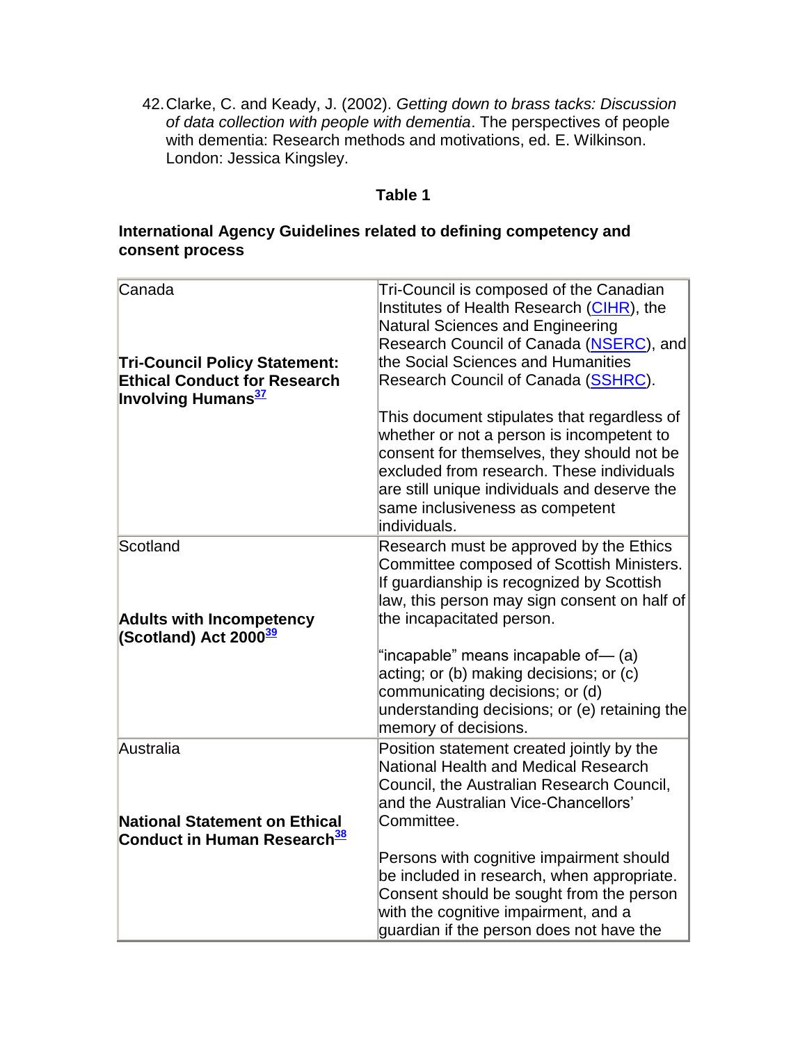42. Clarke, C. and Keady, J. (2002). *Getting down to brass tacks: Discussion of data collection with people with dementia*. The perspectives of people with dementia: Research methods and motivations, ed. E. Wilkinson. London: Jessica Kingsley.

**Table 1**

**International Agency Guidelines related to defining competency and consent process**

| | |
|---|---|
| Canada<br><br>**Tri-Council Policy Statement: Ethical Conduct for Research Involving Humans**[37] | Tri-Council is composed of the Canadian Institutes of Health Research (CIHR), the Natural Sciences and Engineering Research Council of Canada (NSERC), and the Social Sciences and Humanities Research Council of Canada (SSHRC).<br><br>This document stipulates that regardless of whether or not a person is incompetent to consent for themselves, they should not be excluded from research. These individuals are still unique individuals and deserve the same inclusiveness as competent individuals. |
| Scotland<br><br>**Adults with Incompetency (Scotland) Act 2000**[39] | Research must be approved by the Ethics Committee composed of Scottish Ministers. If guardianship is recognized by Scottish law, this person may sign consent on half of the incapacitated person.<br><br>"incapable" means incapable of— (a) acting; or (b) making decisions; or (c) communicating decisions; or (d) understanding decisions; or (e) retaining the memory of decisions. |
| Australia<br><br>**National Statement on Ethical Conduct in Human Research**[38] | Position statement created jointly by the National Health and Medical Research Council, the Australian Research Council, and the Australian Vice-Chancellors' Committee.<br><br>Persons with cognitive impairment should be included in research, when appropriate. Consent should be sought from the person with the cognitive impairment, and a guardian if the person does not have the |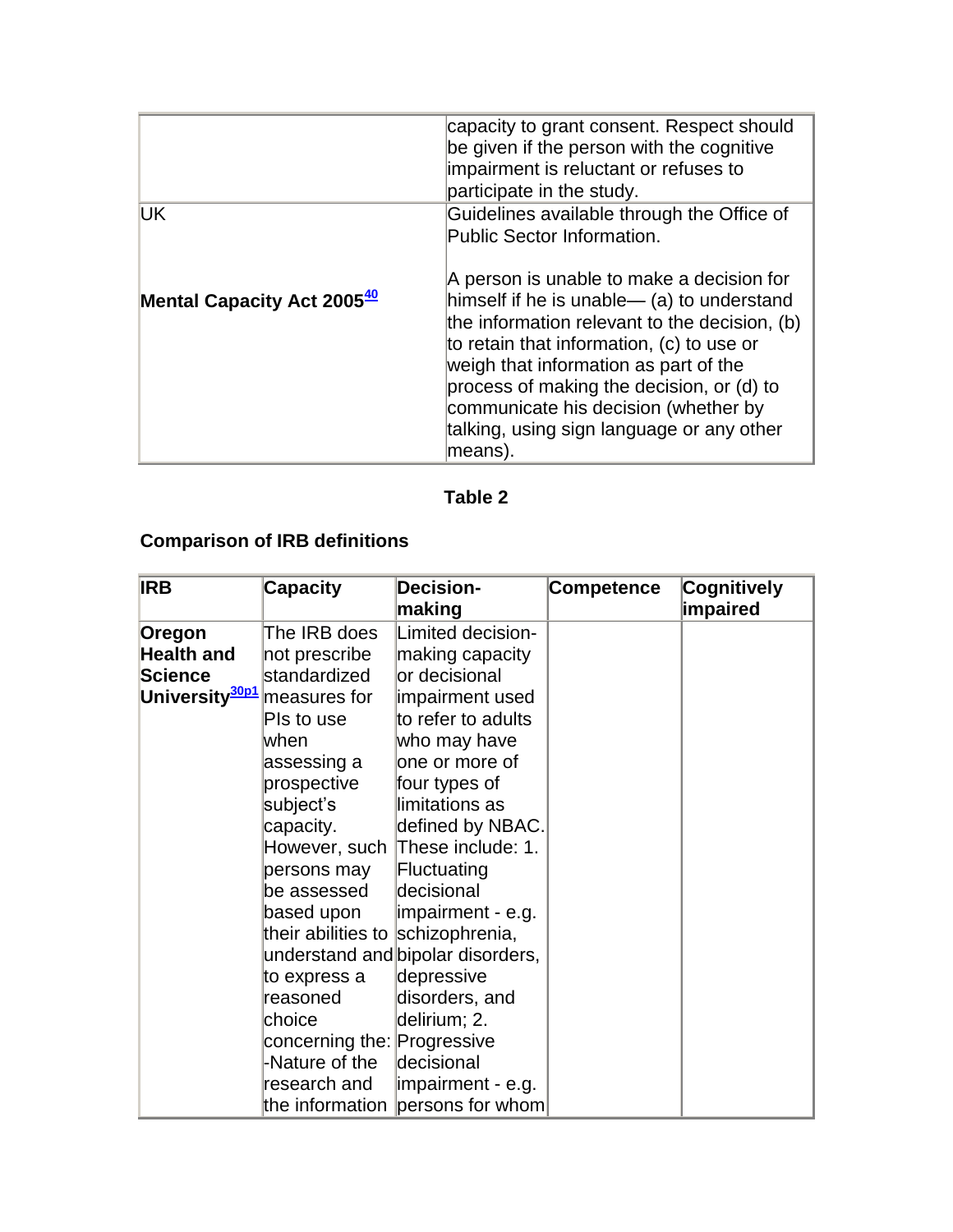| | |
|---|---|
| | capacity to grant consent. Respect should be given if the person with the cognitive impairment is reluctant or refuses to participate in the study. |
| UK<br><br>**Mental Capacity Act 2005**[40] | Guidelines available through the Office of Public Sector Information.<br><br>A person is unable to make a decision for himself if he is unable— (a) to understand the information relevant to the decision, (b) to retain that information, (c) to use or weigh that information as part of the process of making the decision, or (d) to communicate his decision (whether by talking, using sign language or any other means). |

**Table 2**

**Comparison of IRB definitions**

| IRB | Capacity | Decision-making | Competence | Cognitively impaired |
|---|---|---|---|---|
| **Oregon Health and Science University**[30p1] | The IRB does not prescribe standardized measures for PIs to use when assessing a prospective subject's capacity. However, such persons may be assessed based upon their abilities to understand and to express a reasoned choice concerning the: -Nature of the research and the information | Limited decision-making capacity or decisional impairment used to refer to adults who may have one or more of four types of limitations as defined by NBAC. These include: 1. Fluctuating decisional impairment - e.g. schizophrenia, bipolar disorders, depressive disorders, and delirium; 2. Progressive decisional impairment - e.g. persons for whom | | |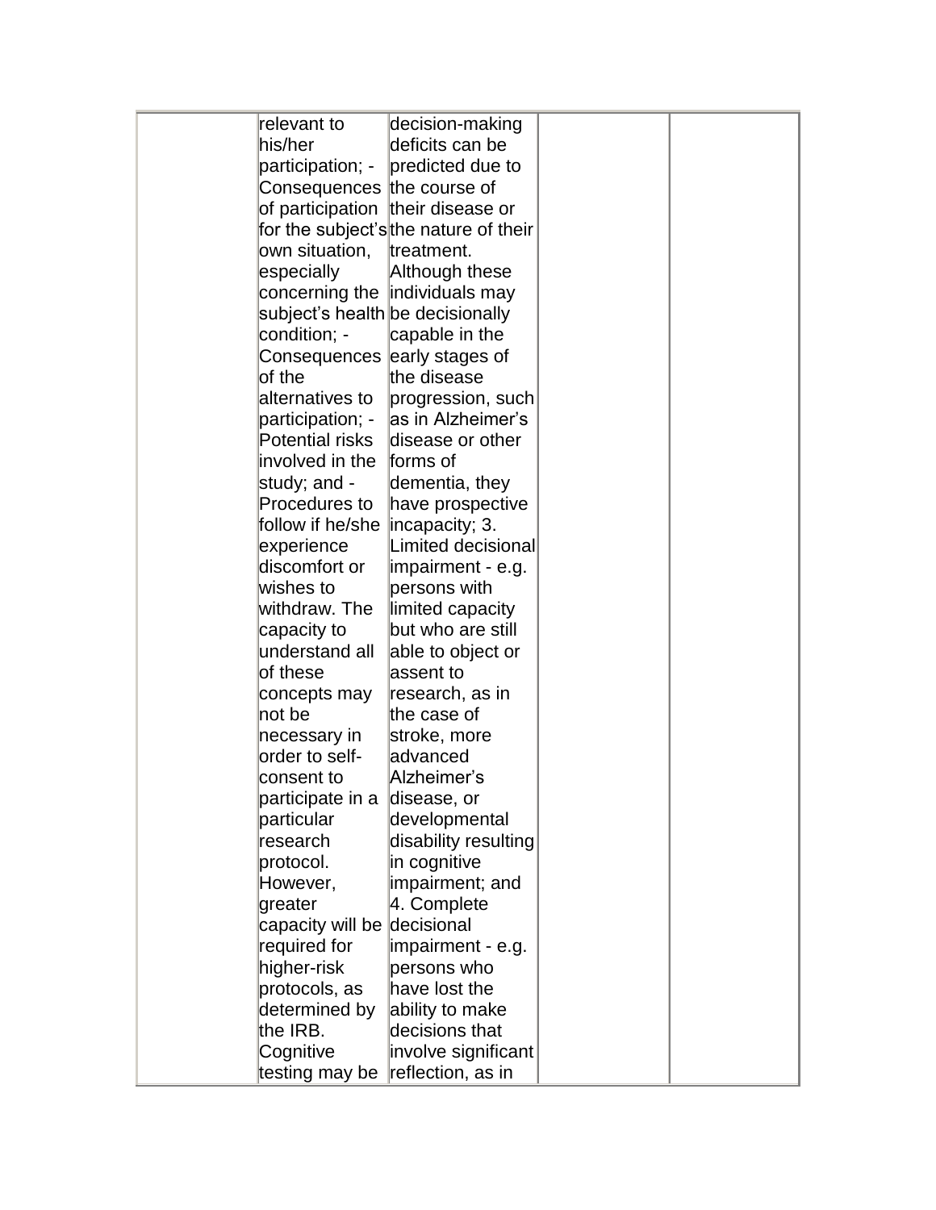|  | relevant to his/her participation; - Consequences of participation for the subject's own situation, especially concerning the subject's health condition; - Consequences of the alternatives to participation; - Potential risks involved in the study; and - Procedures to follow if he/she experience discomfort or wishes to withdraw. The capacity to understand all of these concepts may not be necessary in order to self-consent to participate in a particular research protocol. However, greater capacity will be required for higher-risk protocols, as determined by the IRB. Cognitive testing may be | decision-making deficits can be predicted due to the course of their disease or the nature of their treatment. Although these individuals may be decisionally capable in the early stages of the disease progression, such as in Alzheimer's disease or other forms of dementia, they have prospective incapacity; 3. Limited decisional impairment - e.g. persons with limited capacity but who are still able to object or assent to research, as in the case of stroke, more advanced Alzheimer's disease, or developmental disability resulting in cognitive impairment; and 4. Complete decisional impairment - e.g. persons who have lost the ability to make decisions that involve significant reflection, as in |  |  |
|---|---|---|---|---|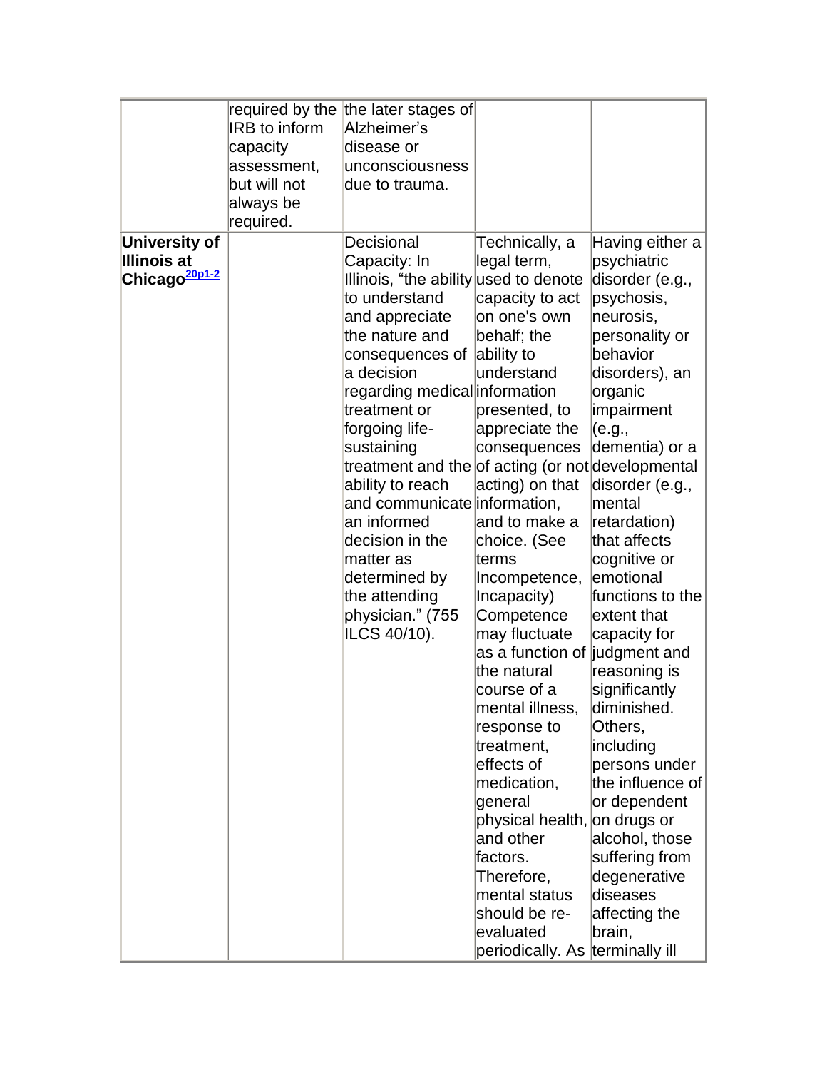| | | | | |
|---|---|---|---|---|
| | required by the IRB to inform capacity assessment, but will not always be required. | the later stages of Alzheimer's disease or unconsciousness due to trauma. | | |
| **University of Illinois at Chicago**[20p1-2] | | Decisional Capacity: In Illinois, "the ability to understand and appreciate the nature and consequences of a decision regarding medical treatment or forgoing life-sustaining treatment and the ability to reach and communicate an informed decision in the matter as determined by the attending physician." (755 ILCS 40/10). | Technically, a legal term, used to denote capacity to act on one's own behalf; the ability to understand information presented, to appreciate the consequences of acting (or not acting) on that information, and to make a choice. (See terms Incompetence, Incapacity) Competence may fluctuate as a function of the natural course of a mental illness, response to treatment, effects of medication, general physical health, and other factors. Therefore, mental status should be re-evaluated periodically. As | Having either a psychiatric disorder (e.g., psychosis, neurosis, personality or behavior disorders), an organic impairment (e.g., dementia) or a developmental disorder (e.g., mental retardation) that affects cognitive or emotional functions to the extent that capacity for judgment and reasoning is significantly diminished. Others, including persons under the influence of or dependent on drugs or alcohol, those suffering from degenerative diseases affecting the brain, terminally ill |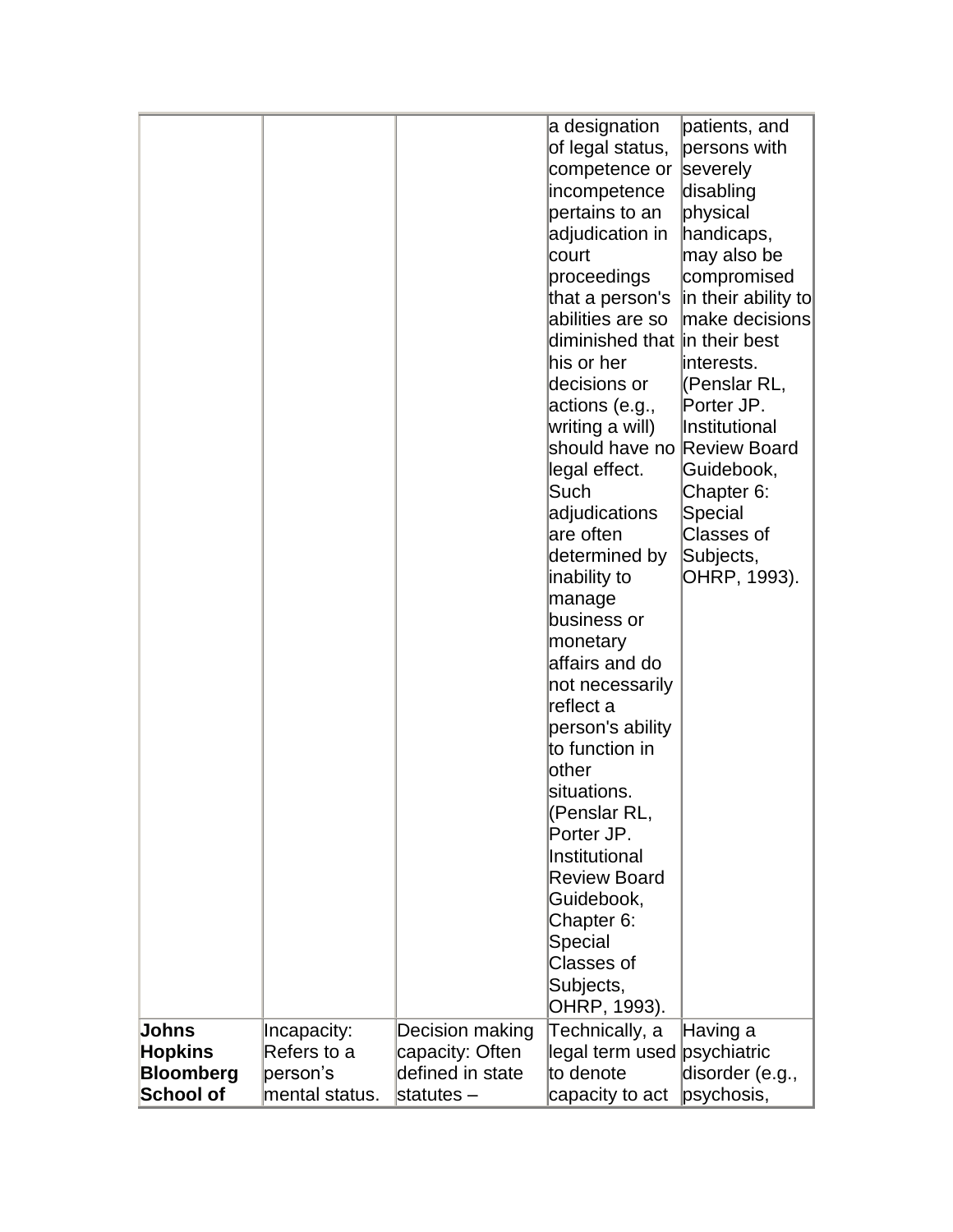|  |  |  | a designation of legal status, competence or incompetence pertains to an adjudication in court proceedings that a person's abilities are so diminished that his or her decisions or actions (e.g., writing a will) should have no legal effect. Such adjudications are often determined by inability to manage business or monetary affairs and do not necessarily reflect a person's ability to function in other situations. (Penslar RL, Porter JP. Institutional Review Board Guidebook, Chapter 6: Special Classes of Subjects, OHRP, 1993). | patients, and persons with severely disabling physical handicaps, may also be compromised in their ability to make decisions in their best interests. (Penslar RL, Porter JP. Institutional Review Board Guidebook, Chapter 6: Special Classes of Subjects, OHRP, 1993). |
|---|---|---|---|---|
| **Johns Hopkins Bloomberg School of** | Incapacity: Refers to a person's mental status. | Decision making capacity: Often defined in state statutes – | Technically, a legal term used to denote capacity to act | Having a psychiatric disorder (e.g., psychosis, |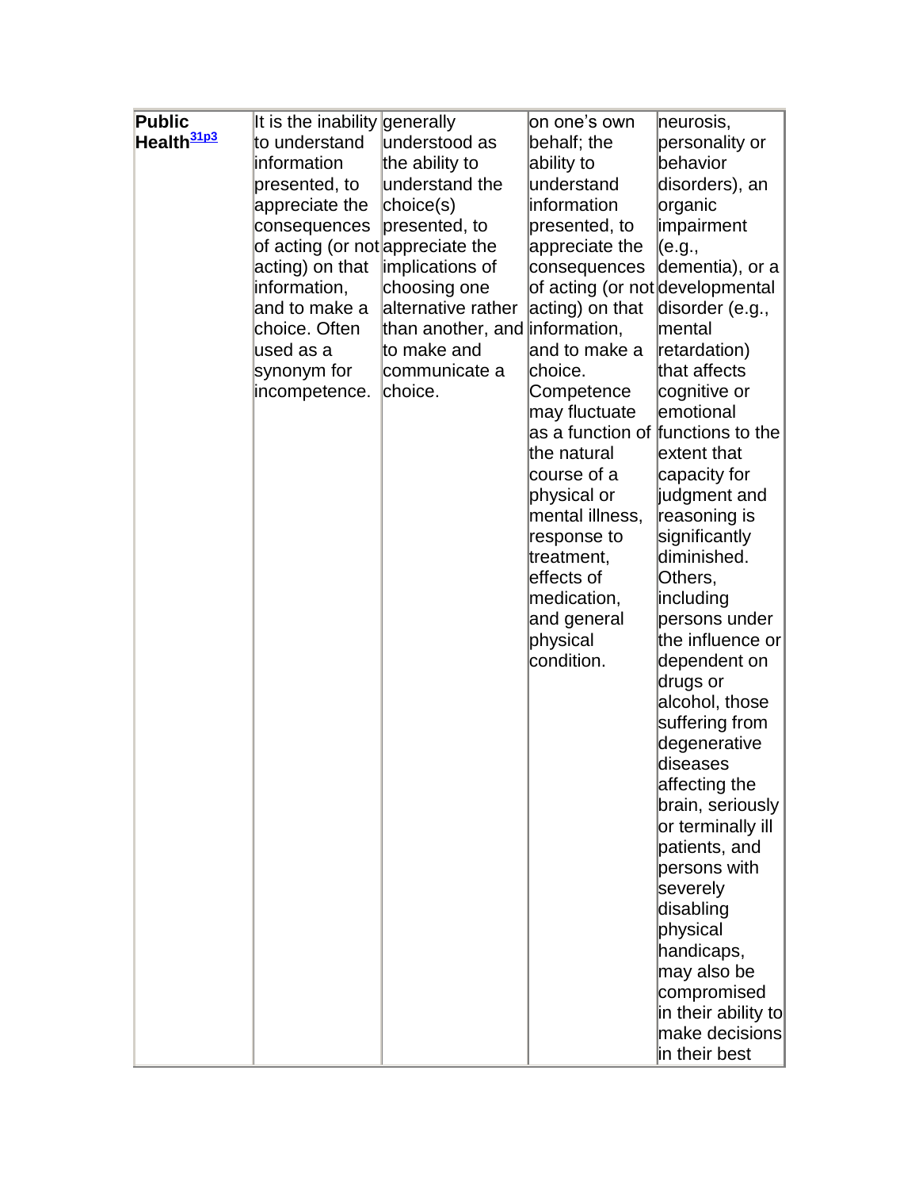| Public Health[31p3] | It is the inability to understand information presented, to appreciate the consequences of acting (or not acting) on that information, and to make a choice. Often used as a synonym for incompetence. | generally understood as the ability to understand the choice(s) presented, to appreciate the implications of choosing one alternative rather than another, and to make and communicate a choice. | on one's own behalf; the ability to understand information presented, to appreciate the consequences of acting (or not acting) on that information, and to make a choice. Competence may fluctuate as a function of the natural course of a physical or mental illness, response to treatment, effects of medication, and general physical condition. | neurosis, personality or behavior disorders), an organic impairment (e.g., dementia), or a developmental disorder (e.g., mental retardation) that affects cognitive or emotional functions to the extent that capacity for judgment and reasoning is significantly diminished. Others, including persons under the influence or dependent on drugs or alcohol, those suffering from degenerative diseases affecting the brain, seriously or terminally ill patients, and persons with severely disabling physical handicaps, may also be compromised in their ability to make decisions in their best |
|---|---|---|---|---|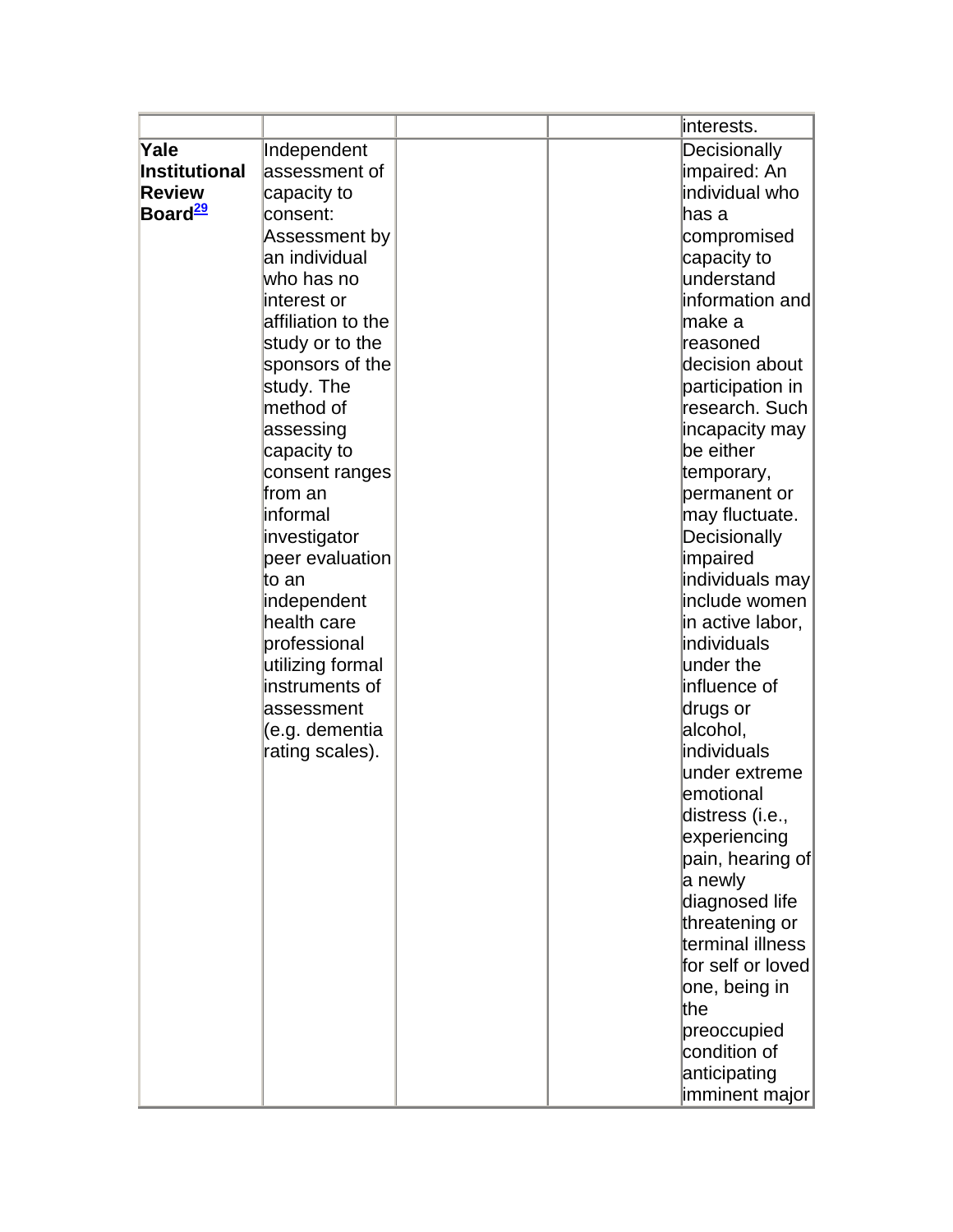| | | | | |
|---|---|---|---|---|
| | | | | interests. |
| **Yale Institutional Review Board**[29] | Independent assessment of capacity to consent: Assessment by an individual who has no interest or affiliation to the study or to the sponsors of the study. The method of assessing capacity to consent ranges from an informal investigator peer evaluation to an independent health care professional utilizing formal instruments of assessment (e.g. dementia rating scales). | | | Decisionally impaired: An individual who has a compromised capacity to understand information and make a reasoned decision about participation in research. Such incapacity may be either temporary, permanent or may fluctuate. Decisionally impaired individuals may include women in active labor, individuals under the influence of drugs or alcohol, individuals under extreme emotional distress (i.e., experiencing pain, hearing of a newly diagnosed life threatening or terminal illness for self or loved one, being in the preoccupied condition of anticipating imminent major |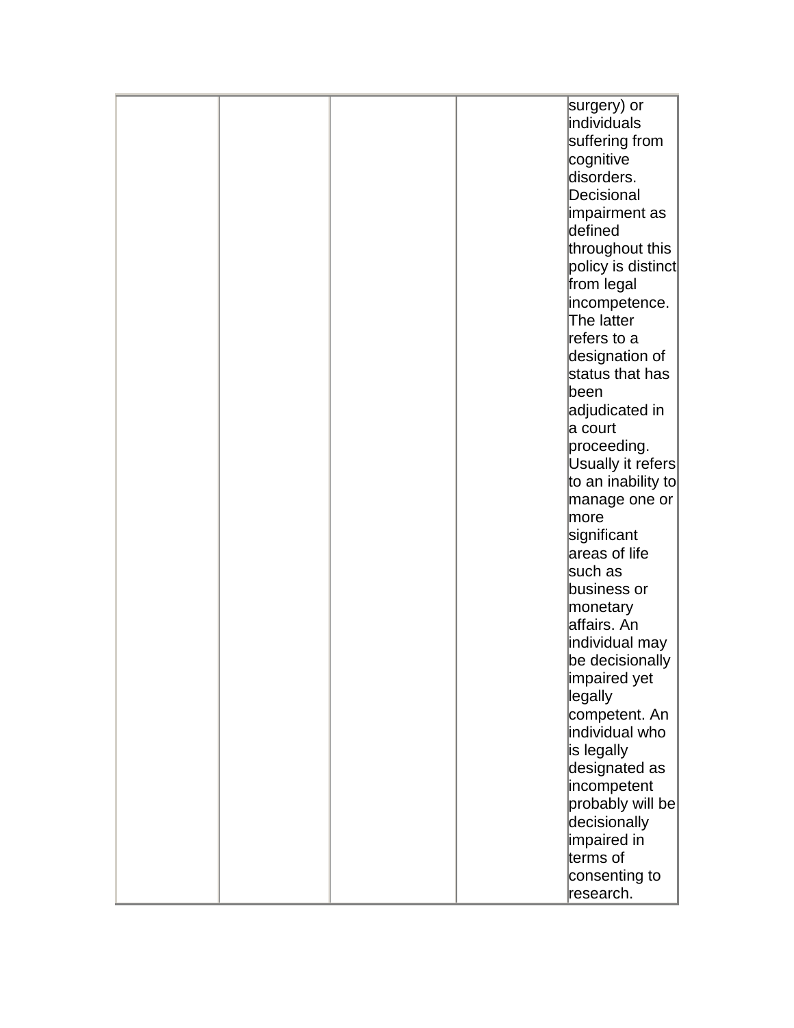| | | | | |
|---|---|---|---|---|
| | | | | surgery) or individuals suffering from cognitive disorders. Decisional impairment as defined throughout this policy is distinct from legal incompetence. The latter refers to a designation of status that has been adjudicated in a court proceeding. Usually it refers to an inability to manage one or more significant areas of life such as business or monetary affairs. An individual may be decisionally impaired yet legally competent. An individual who is legally designated as incompetent probably will be decisionally impaired in terms of consenting to research. |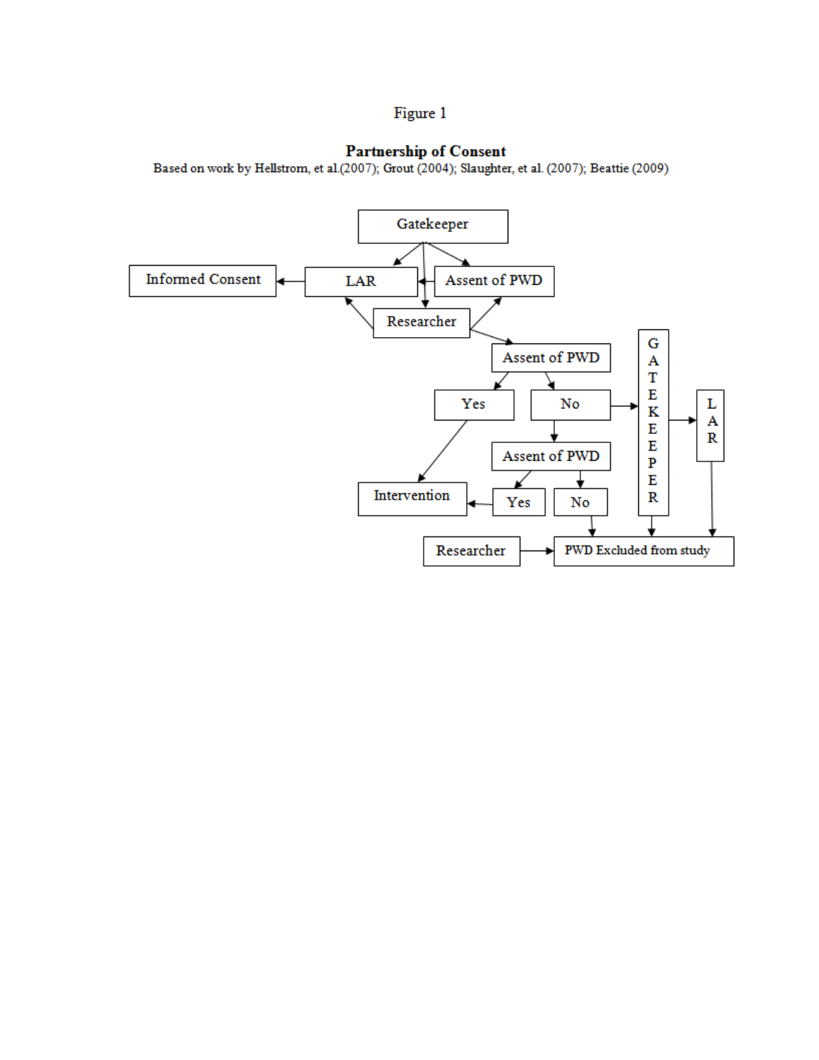Figure 1

**Partnership of Consent**

Based on work by Hellstrom, et al.(2007); Grout (2004); Slaughter, et al. (2007); Beattie (2009)

Gatekeeper

Informed Consent

LAR

Assent of PWD

Researcher

Assent of PWD

Yes

No

GATEKEEPER

LAR

Assent of PWD

Intervention

Yes

No

Researcher

PWD Excluded from study